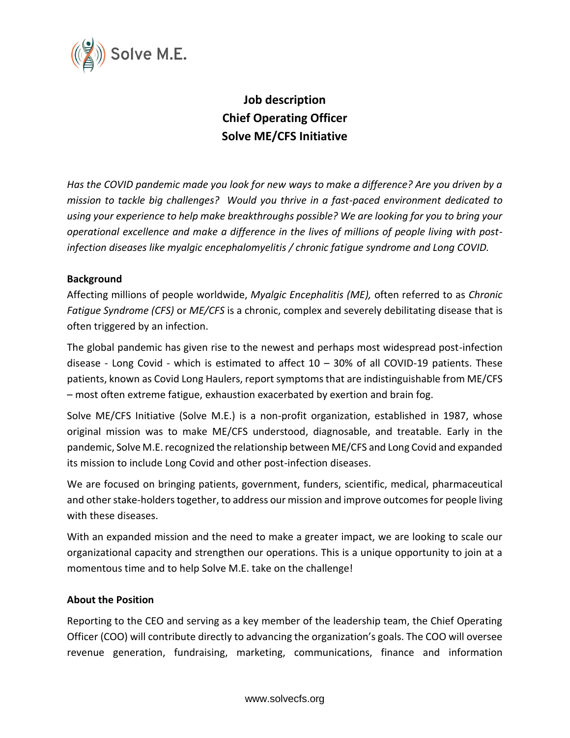# Job description
# Chief Operating Officer
# Solve ME/CFS Initiative

*Has the COVID pandemic made you look for new ways to make a difference? Are you driven by a mission to tackle big challenges? Would you thrive in a fast-paced environment dedicated to using your experience to help make breakthroughs possible? We are looking for you to bring your operational excellence and make a difference in the lives of millions of people living with post-infection diseases like myalgic encephalomyelitis / chronic fatigue syndrome and Long COVID.*

**Background**

Affecting millions of people worldwide, *Myalgic Encephalitis (ME),* often referred to as *Chronic Fatigue Syndrome (CFS)* or *ME/CFS* is a chronic, complex and severely debilitating disease that is often triggered by an infection.

The global pandemic has given rise to the newest and perhaps most widespread post-infection disease - Long Covid - which is estimated to affect 10 – 30% of all COVID-19 patients. These patients, known as Covid Long Haulers, report symptoms that are indistinguishable from ME/CFS – most often extreme fatigue, exhaustion exacerbated by exertion and brain fog.

Solve ME/CFS Initiative (Solve M.E.) is a non-profit organization, established in 1987, whose original mission was to make ME/CFS understood, diagnosable, and treatable. Early in the pandemic, Solve M.E. recognized the relationship between ME/CFS and Long Covid and expanded its mission to include Long Covid and other post-infection diseases.

We are focused on bringing patients, government, funders, scientific, medical, pharmaceutical and other stake-holders together, to address our mission and improve outcomes for people living with these diseases.

With an expanded mission and the need to make a greater impact, we are looking to scale our organizational capacity and strengthen our operations. This is a unique opportunity to join at a momentous time and to help Solve M.E. take on the challenge!

**About the Position**

Reporting to the CEO and serving as a key member of the leadership team, the Chief Operating Officer (COO) will contribute directly to advancing the organization's goals. The COO will oversee revenue generation, fundraising, marketing, communications, finance and information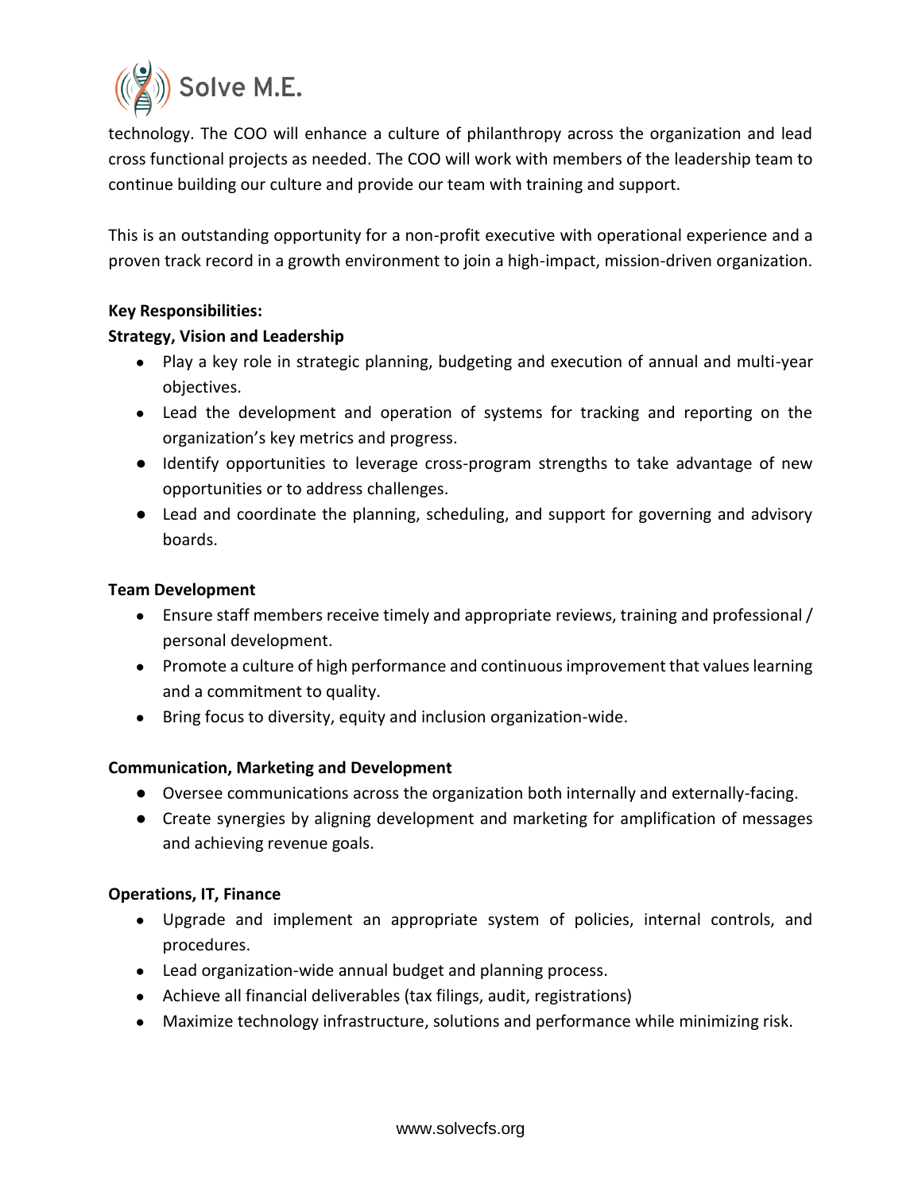technology. The COO will enhance a culture of philanthropy across the organization and lead cross functional projects as needed. The COO will work with members of the leadership team to continue building our culture and provide our team with training and support.

This is an outstanding opportunity for a non-profit executive with operational experience and a proven track record in a growth environment to join a high-impact, mission-driven organization.

**Key Responsibilities:**

**Strategy, Vision and Leadership**

- Play a key role in strategic planning, budgeting and execution of annual and multi-year objectives.
- Lead the development and operation of systems for tracking and reporting on the organization's key metrics and progress.
- Identify opportunities to leverage cross-program strengths to take advantage of new opportunities or to address challenges.
- Lead and coordinate the planning, scheduling, and support for governing and advisory boards.

**Team Development**

- Ensure staff members receive timely and appropriate reviews, training and professional / personal development.
- Promote a culture of high performance and continuous improvement that values learning and a commitment to quality.
- Bring focus to diversity, equity and inclusion organization-wide.

**Communication, Marketing and Development**

- Oversee communications across the organization both internally and externally-facing.
- Create synergies by aligning development and marketing for amplification of messages and achieving revenue goals.

**Operations, IT, Finance**

- Upgrade and implement an appropriate system of policies, internal controls, and procedures.
- Lead organization-wide annual budget and planning process.
- Achieve all financial deliverables (tax filings, audit, registrations)
- Maximize technology infrastructure, solutions and performance while minimizing risk.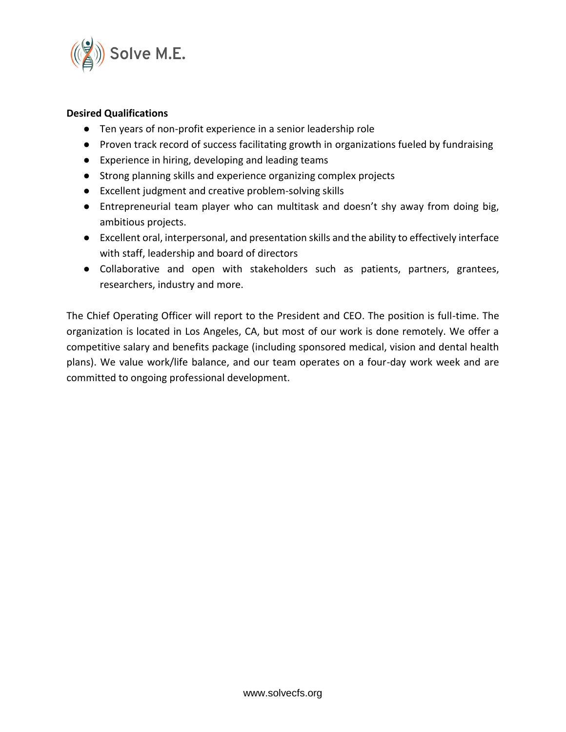**Desired Qualifications**

- Ten years of non-profit experience in a senior leadership role
- Proven track record of success facilitating growth in organizations fueled by fundraising
- Experience in hiring, developing and leading teams
- Strong planning skills and experience organizing complex projects
- Excellent judgment and creative problem-solving skills
- Entrepreneurial team player who can multitask and doesn't shy away from doing big, ambitious projects.
- Excellent oral, interpersonal, and presentation skills and the ability to effectively interface with staff, leadership and board of directors
- Collaborative and open with stakeholders such as patients, partners, grantees, researchers, industry and more.

The Chief Operating Officer will report to the President and CEO. The position is full-time. The organization is located in Los Angeles, CA, but most of our work is done remotely. We offer a competitive salary and benefits package (including sponsored medical, vision and dental health plans). We value work/life balance, and our team operates on a four-day work week and are committed to ongoing professional development.